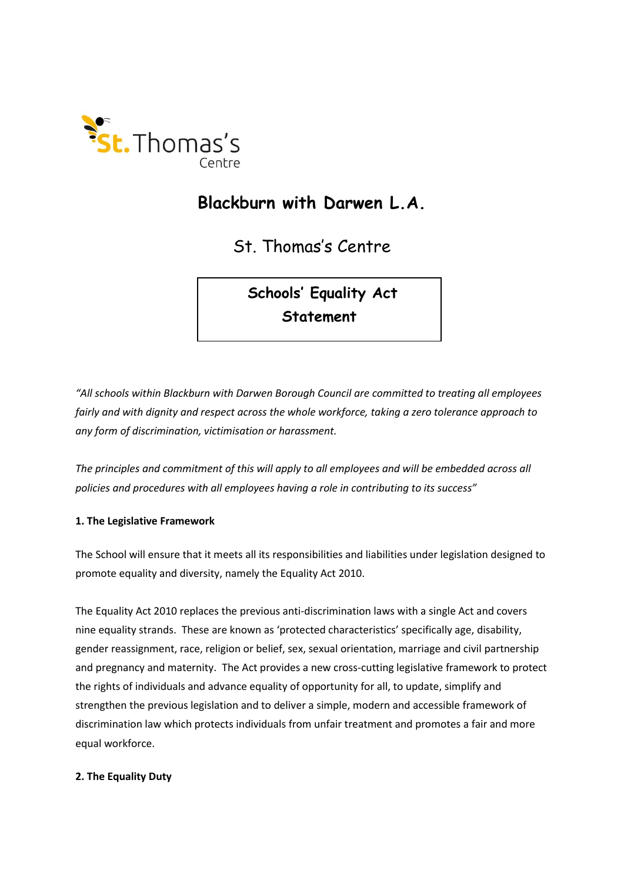St. Thomas's Centre

# Blackburn with Darwen L.A.

## St. Thomas's Centre

**Schools' Equality Act Statement**

*"All schools within Blackburn with Darwen Borough Council are committed to treating all employees fairly and with dignity and respect across the whole workforce, taking a zero tolerance approach to any form of discrimination, victimisation or harassment.*

*The principles and commitment of this will apply to all employees and will be embedded across all policies and procedures with all employees having a role in contributing to its success"*

**1. The Legislative Framework**

The School will ensure that it meets all its responsibilities and liabilities under legislation designed to promote equality and diversity, namely the Equality Act 2010.

The Equality Act 2010 replaces the previous anti-discrimination laws with a single Act and covers nine equality strands. These are known as 'protected characteristics' specifically age, disability, gender reassignment, race, religion or belief, sex, sexual orientation, marriage and civil partnership and pregnancy and maternity. The Act provides a new cross-cutting legislative framework to protect the rights of individuals and advance equality of opportunity for all, to update, simplify and strengthen the previous legislation and to deliver a simple, modern and accessible framework of discrimination law which protects individuals from unfair treatment and promotes a fair and more equal workforce.

**2. The Equality Duty**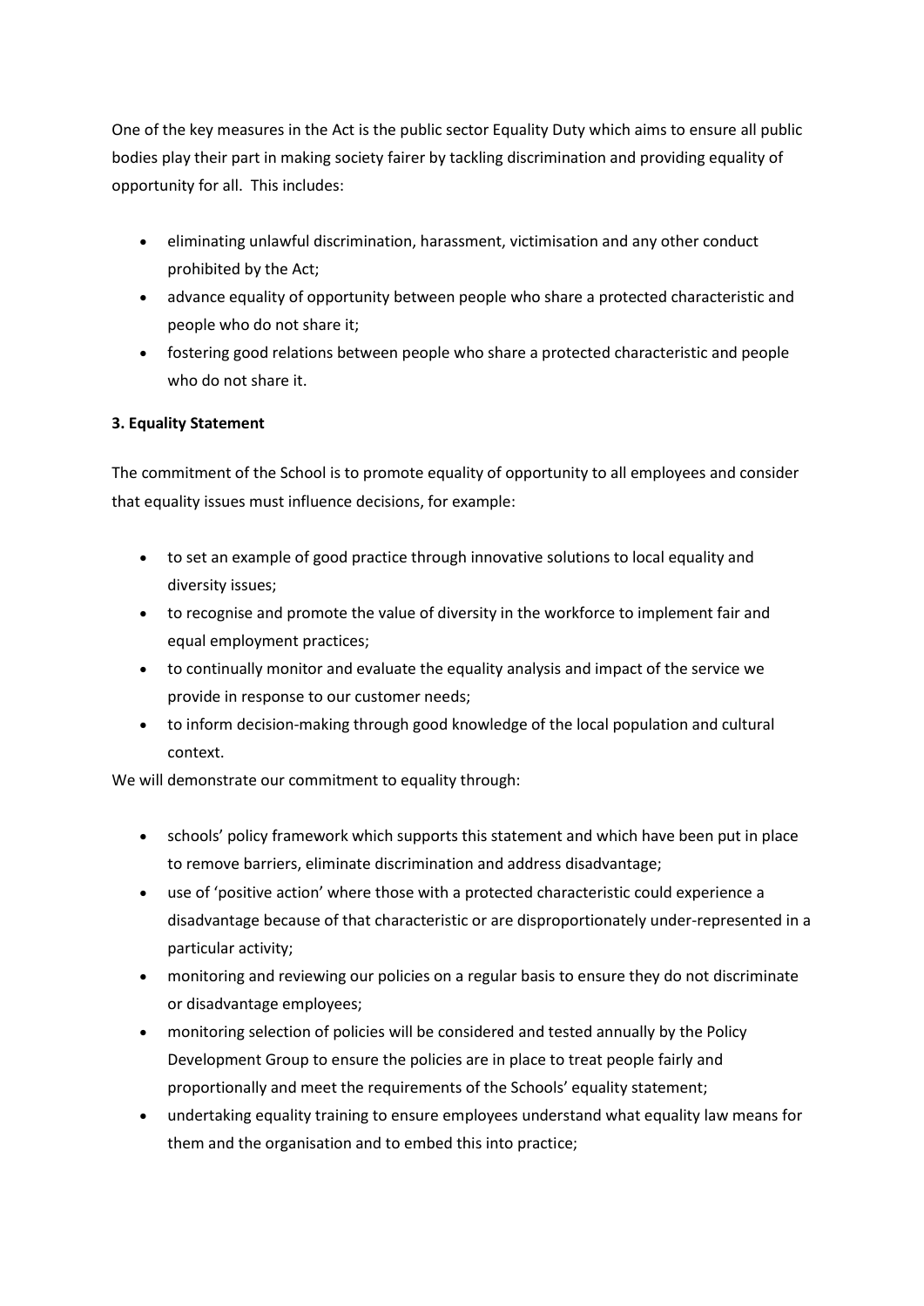One of the key measures in the Act is the public sector Equality Duty which aims to ensure all public bodies play their part in making society fairer by tackling discrimination and providing equality of opportunity for all. This includes:

- eliminating unlawful discrimination, harassment, victimisation and any other conduct prohibited by the Act;
- advance equality of opportunity between people who share a protected characteristic and people who do not share it;
- fostering good relations between people who share a protected characteristic and people who do not share it.

**3. Equality Statement**

The commitment of the School is to promote equality of opportunity to all employees and consider that equality issues must influence decisions, for example:

- to set an example of good practice through innovative solutions to local equality and diversity issues;
- to recognise and promote the value of diversity in the workforce to implement fair and equal employment practices;
- to continually monitor and evaluate the equality analysis and impact of the service we provide in response to our customer needs;
- to inform decision-making through good knowledge of the local population and cultural context.

We will demonstrate our commitment to equality through:

- schools' policy framework which supports this statement and which have been put in place to remove barriers, eliminate discrimination and address disadvantage;
- use of 'positive action' where those with a protected characteristic could experience a disadvantage because of that characteristic or are disproportionately under-represented in a particular activity;
- monitoring and reviewing our policies on a regular basis to ensure they do not discriminate or disadvantage employees;
- monitoring selection of policies will be considered and tested annually by the Policy Development Group to ensure the policies are in place to treat people fairly and proportionally and meet the requirements of the Schools' equality statement;
- undertaking equality training to ensure employees understand what equality law means for them and the organisation and to embed this into practice;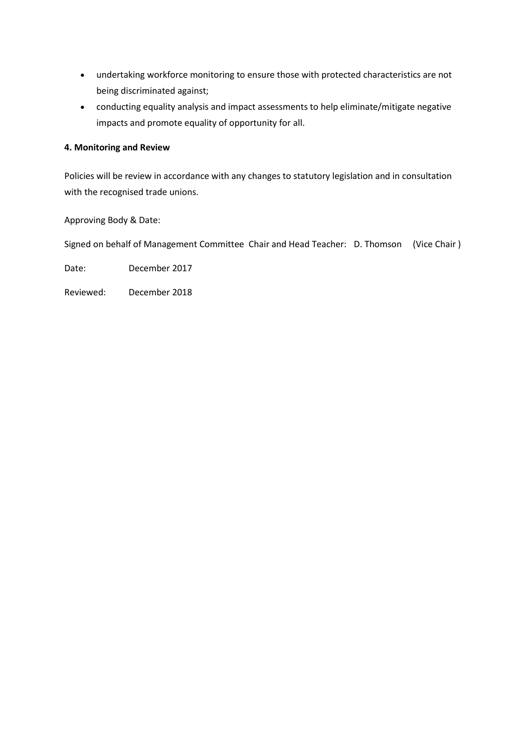- undertaking workforce monitoring to ensure those with protected characteristics are not being discriminated against;
- conducting equality analysis and impact assessments to help eliminate/mitigate negative impacts and promote equality of opportunity for all.

**4. Monitoring and Review**

Policies will be review in accordance with any changes to statutory legislation and in consultation with the recognised trade unions.

Approving Body & Date:

Signed on behalf of Management Committee Chair and Head Teacher: D. Thomson (Vice Chair )

Date: December 2017

Reviewed: December 2018